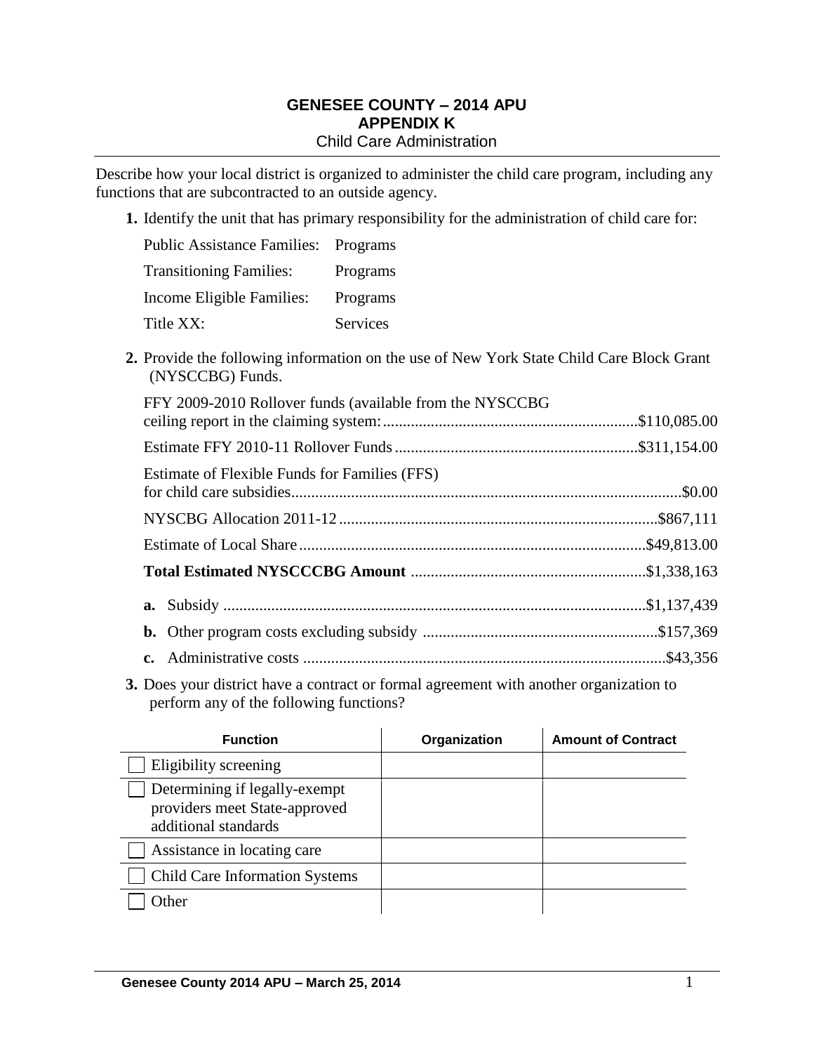# GENESEE COUNTY – 2014 APU
## APPENDIX K
### Child Care Administration

Describe how your local district is organized to administer the child care program, including any functions that are subcontracted to an outside agency.

**1.** Identify the unit that has primary responsibility for the administration of child care for:

| | |
|---|---|
| Public Assistance Families: | Programs |
| Transitioning Families: | Programs |
| Income Eligible Families: | Programs |
| Title XX: | Services |

**2.** Provide the following information on the use of New York State Child Care Block Grant (NYSCCBG) Funds.

FFY 2009-2010 Rollover funds (available from the NYSCCBG ceiling report in the claiming system: ............ $110,085.00

Estimate FFY 2010-11 Rollover Funds ............ $311,154.00

Estimate of Flexible Funds for Families (FFS) for child care subsidies ............ $0.00

NYSCBG Allocation 2011-12 ............ $867,111

Estimate of Local Share ............ $49,813.00

**Total Estimated NYSCCCBG Amount** ............ $1,338,163

**a.** Subsidy ............ $1,137,439

**b.** Other program costs excluding subsidy ............ $157,369

**c.** Administrative costs ............ $43,356

**3.** Does your district have a contract or formal agreement with another organization to perform any of the following functions?

| Function | Organization | Amount of Contract |
|---|---|---|
| ☐ Eligibility screening | | |
| ☐ Determining if legally-exempt providers meet State-approved additional standards | | |
| ☐ Assistance in locating care | | |
| ☐ Child Care Information Systems | | |
| ☐ Other | | |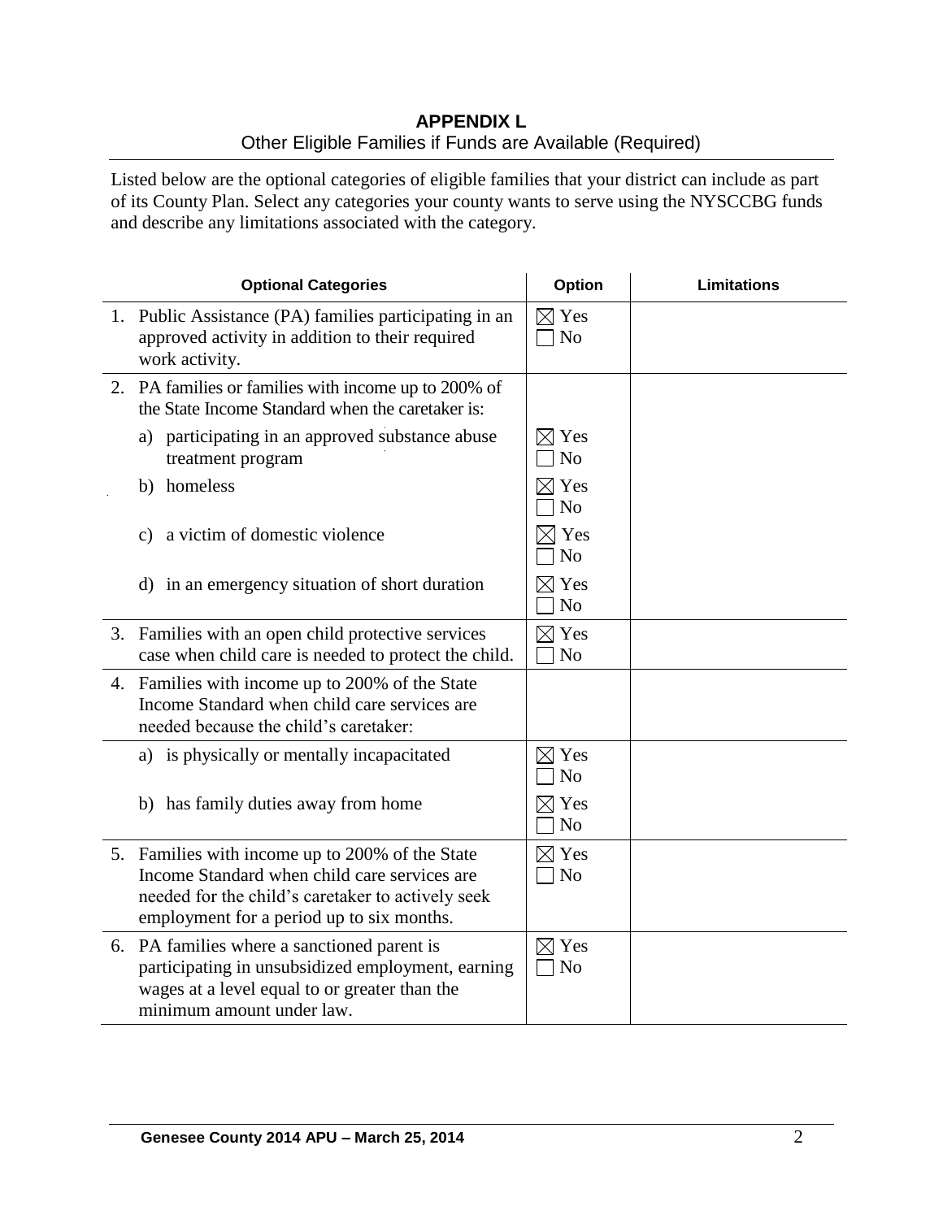# APPENDIX L

Other Eligible Families if Funds are Available (Required)

Listed below are the optional categories of eligible families that your district can include as part of its County Plan. Select any categories your county wants to serve using the NYSCCBG funds and describe any limitations associated with the category.

| Optional Categories | Option | Limitations |
|---|---|---|
| 1. Public Assistance (PA) families participating in an approved activity in addition to their required work activity. | ☒ Yes ☐ No | |
| 2. PA families or families with income up to 200% of the State Income Standard when the caretaker is: | | |
| a) participating in an approved substance abuse treatment program | ☒ Yes ☐ No | |
| b) homeless | ☒ Yes ☐ No | |
| c) a victim of domestic violence | ☒ Yes ☐ No | |
| d) in an emergency situation of short duration | ☒ Yes ☐ No | |
| 3. Families with an open child protective services case when child care is needed to protect the child. | ☒ Yes ☐ No | |
| 4. Families with income up to 200% of the State Income Standard when child care services are needed because the child's caretaker: | | |
| a) is physically or mentally incapacitated | ☒ Yes ☐ No | |
| b) has family duties away from home | ☒ Yes ☐ No | |
| 5. Families with income up to 200% of the State Income Standard when child care services are needed for the child's caretaker to actively seek employment for a period up to six months. | ☒ Yes ☐ No | |
| 6. PA families where a sanctioned parent is participating in unsubsidized employment, earning wages at a level equal to or greater than the minimum amount under law. | ☒ Yes ☐ No | |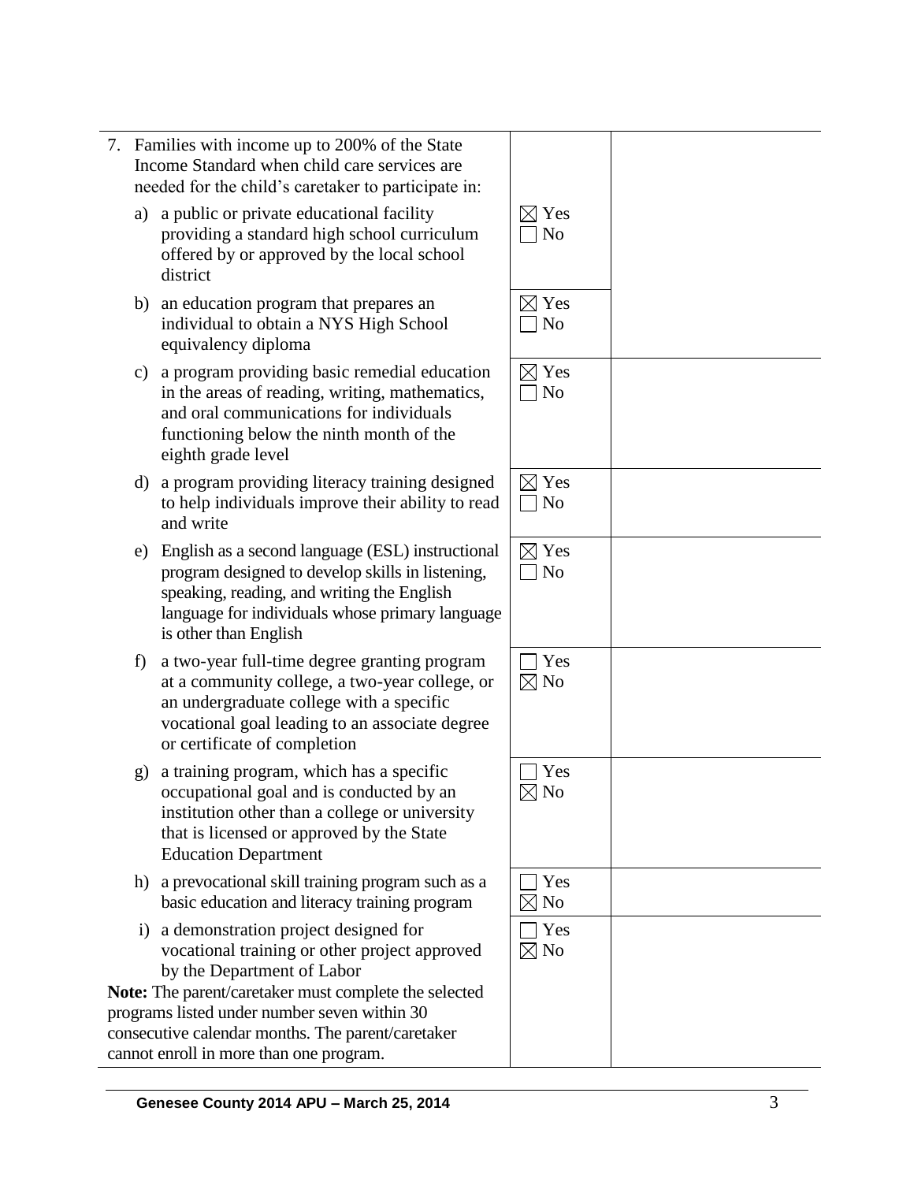| | | |
|---|---|---|
| 7. Families with income up to 200% of the State Income Standard when child care services are needed for the child's caretaker to participate in: | | |
| a) a public or private educational facility providing a standard high school curriculum offered by or approved by the local school district | ☒ Yes ☐ No | |
| b) an education program that prepares an individual to obtain a NYS High School equivalency diploma | ☒ Yes ☐ No | |
| c) a program providing basic remedial education in the areas of reading, writing, mathematics, and oral communications for individuals functioning below the ninth month of the eighth grade level | ☒ Yes ☐ No | |
| d) a program providing literacy training designed to help individuals improve their ability to read and write | ☒ Yes ☐ No | |
| e) English as a second language (ESL) instructional program designed to develop skills in listening, speaking, reading, and writing the English language for individuals whose primary language is other than English | ☒ Yes ☐ No | |
| f) a two-year full-time degree granting program at a community college, a two-year college, or an undergraduate college with a specific vocational goal leading to an associate degree or certificate of completion | ☐ Yes ☒ No | |
| g) a training program, which has a specific occupational goal and is conducted by an institution other than a college or university that is licensed or approved by the State Education Department | ☐ Yes ☒ No | |
| h) a prevocational skill training program such as a basic education and literacy training program | ☐ Yes ☒ No | |
| i) a demonstration project designed for vocational training or other project approved by the Department of Labor<br>**Note:** The parent/caretaker must complete the selected programs listed under number seven within 30 consecutive calendar months. The parent/caretaker cannot enroll in more than one program. | ☐ Yes ☒ No | |

Genesee County 2014 APU – March 25, 2014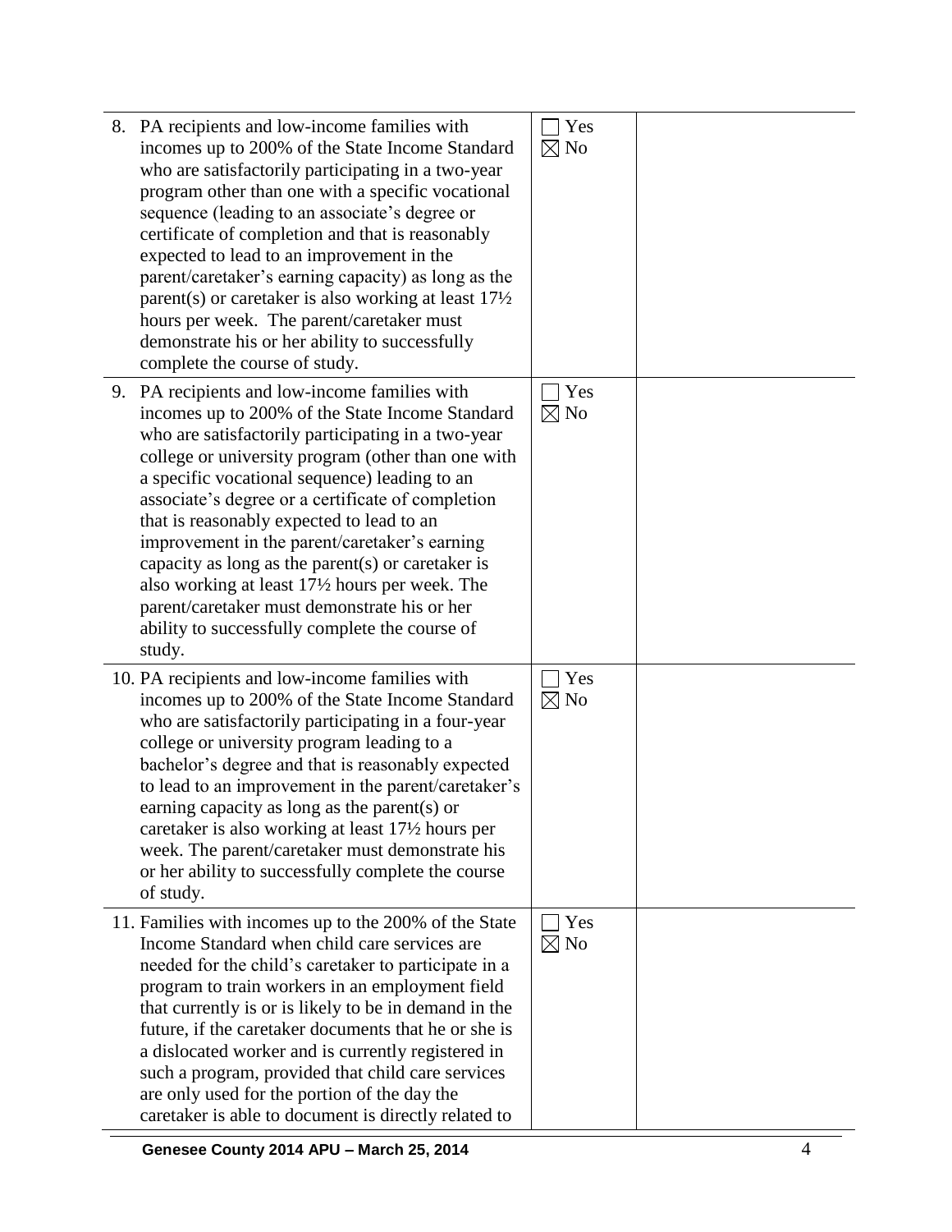| | | |
|---|---|---|
| 8. PA recipients and low-income families with incomes up to 200% of the State Income Standard who are satisfactorily participating in a two-year program other than one with a specific vocational sequence (leading to an associate's degree or certificate of completion and that is reasonably expected to lead to an improvement in the parent/caretaker's earning capacity) as long as the parent(s) or caretaker is also working at least 17½ hours per week. The parent/caretaker must demonstrate his or her ability to successfully complete the course of study. | ☐ Yes<br>☒ No | |
| 9. PA recipients and low-income families with incomes up to 200% of the State Income Standard who are satisfactorily participating in a two-year college or university program (other than one with a specific vocational sequence) leading to an associate's degree or a certificate of completion that is reasonably expected to lead to an improvement in the parent/caretaker's earning capacity as long as the parent(s) or caretaker is also working at least 17½ hours per week. The parent/caretaker must demonstrate his or her ability to successfully complete the course of study. | ☐ Yes<br>☒ No | |
| 10. PA recipients and low-income families with incomes up to 200% of the State Income Standard who are satisfactorily participating in a four-year college or university program leading to a bachelor's degree and that is reasonably expected to lead to an improvement in the parent/caretaker's earning capacity as long as the parent(s) or caretaker is also working at least 17½ hours per week. The parent/caretaker must demonstrate his or her ability to successfully complete the course of study. | ☐ Yes<br>☒ No | |
| 11. Families with incomes up to the 200% of the State Income Standard when child care services are needed for the child's caretaker to participate in a program to train workers in an employment field that currently is or is likely to be in demand in the future, if the caretaker documents that he or she is a dislocated worker and is currently registered in such a program, provided that child care services are only used for the portion of the day the caretaker is able to document is directly related to | ☐ Yes<br>☒ No | |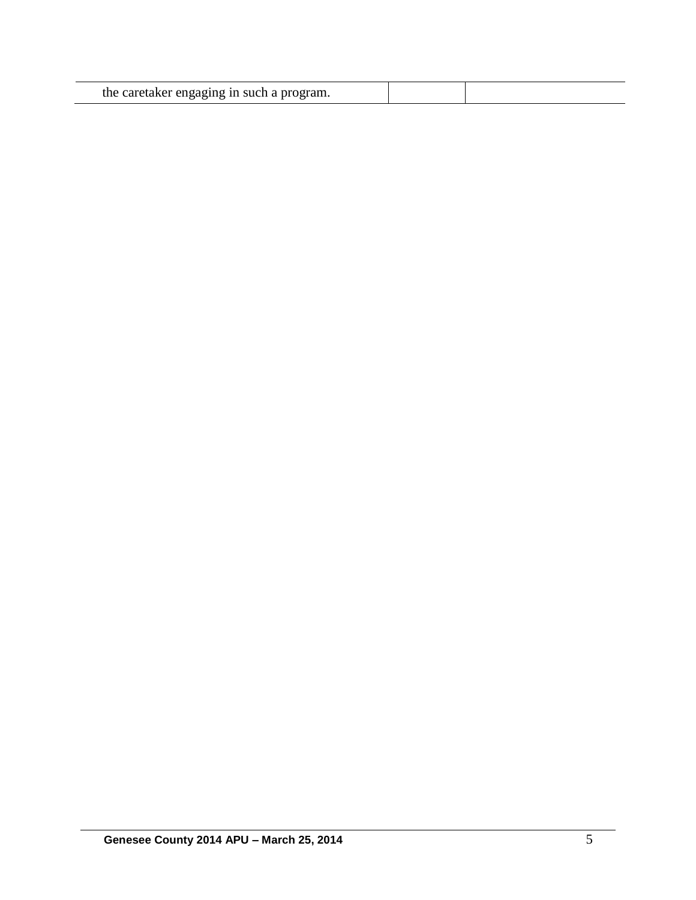| | | |
|---|---|---|
| the caretaker engaging in such a program. | | |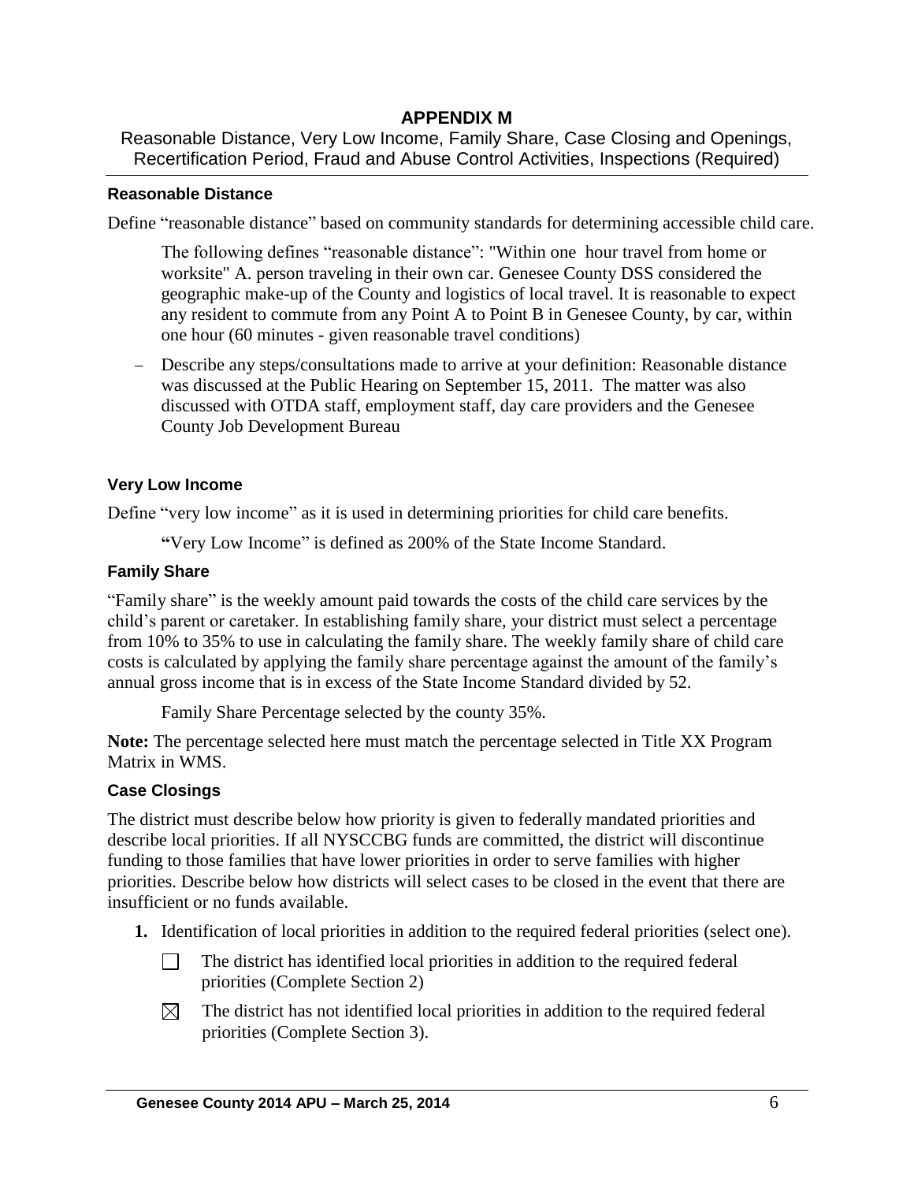# APPENDIX M

Reasonable Distance, Very Low Income, Family Share, Case Closing and Openings, Recertification Period, Fraud and Abuse Control Activities, Inspections (Required)

### Reasonable Distance

Define "reasonable distance" based on community standards for determining accessible child care.

The following defines "reasonable distance": "Within one hour travel from home or worksite" A. person traveling in their own car. Genesee County DSS considered the geographic make-up of the County and logistics of local travel. It is reasonable to expect any resident to commute from any Point A to Point B in Genesee County, by car, within one hour (60 minutes - given reasonable travel conditions)

– Describe any steps/consultations made to arrive at your definition: Reasonable distance was discussed at the Public Hearing on September 15, 2011. The matter was also discussed with OTDA staff, employment staff, day care providers and the Genesee County Job Development Bureau

### Very Low Income

Define "very low income" as it is used in determining priorities for child care benefits.

**"**Very Low Income" is defined as 200% of the State Income Standard.

### Family Share

"Family share" is the weekly amount paid towards the costs of the child care services by the child's parent or caretaker. In establishing family share, your district must select a percentage from 10% to 35% to use in calculating the family share. The weekly family share of child care costs is calculated by applying the family share percentage against the amount of the family's annual gross income that is in excess of the State Income Standard divided by 52.

Family Share Percentage selected by the county 35%.

**Note:** The percentage selected here must match the percentage selected in Title XX Program Matrix in WMS.

### Case Closings

The district must describe below how priority is given to federally mandated priorities and describe local priorities. If all NYSCCBG funds are committed, the district will discontinue funding to those families that have lower priorities in order to serve families with higher priorities. Describe below how districts will select cases to be closed in the event that there are insufficient or no funds available.

1. Identification of local priorities in addition to the required federal priorities (select one).

   ☐ The district has identified local priorities in addition to the required federal priorities (Complete Section 2)

   ☒ The district has not identified local priorities in addition to the required federal priorities (Complete Section 3).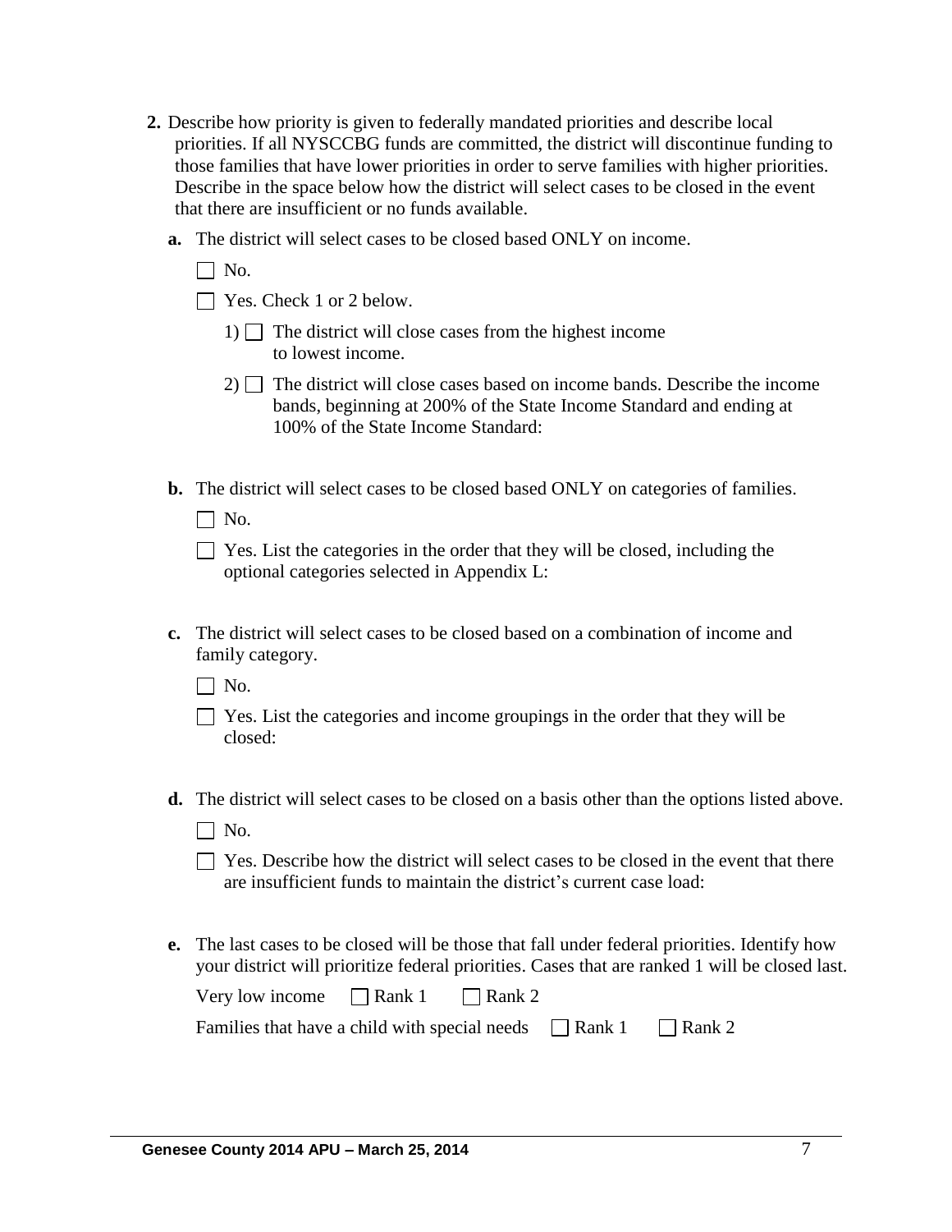2. Describe how priority is given to federally mandated priorities and describe local priorities. If all NYSCCBG funds are committed, the district will discontinue funding to those families that have lower priorities in order to serve families with higher priorities. Describe in the space below how the district will select cases to be closed in the event that there are insufficient or no funds available.

   **a.** The district will select cases to be closed based ONLY on income.

   ☐ No.

   ☐ Yes. Check 1 or 2 below.

   1) ☐ The district will close cases from the highest income to lowest income.

   2) ☐ The district will close cases based on income bands. Describe the income bands, beginning at 200% of the State Income Standard and ending at 100% of the State Income Standard:

   **b.** The district will select cases to be closed based ONLY on categories of families.

   ☐ No.

   ☐ Yes. List the categories in the order that they will be closed, including the optional categories selected in Appendix L:

   **c.** The district will select cases to be closed based on a combination of income and family category.

   ☐ No.

   ☐ Yes. List the categories and income groupings in the order that they will be closed:

   **d.** The district will select cases to be closed on a basis other than the options listed above.

   ☐ No.

   ☐ Yes. Describe how the district will select cases to be closed in the event that there are insufficient funds to maintain the district's current case load:

   **e.** The last cases to be closed will be those that fall under federal priorities. Identify how your district will prioritize federal priorities. Cases that are ranked 1 will be closed last.

   Very low income ☐ Rank 1 ☐ Rank 2

   Families that have a child with special needs ☐ Rank 1 ☐ Rank 2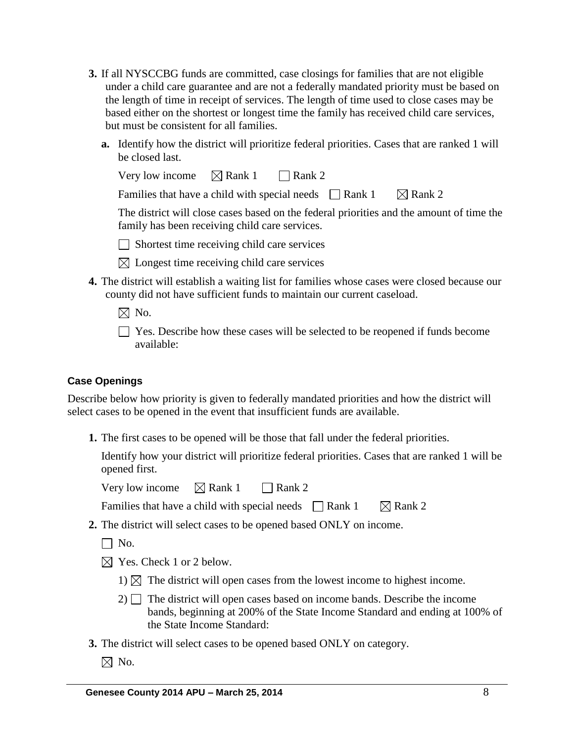3. If all NYSCCBG funds are committed, case closings for families that are not eligible under a child care guarantee and are not a federally mandated priority must be based on the length of time in receipt of services. The length of time used to close cases may be based either on the shortest or longest time the family has received child care services, but must be consistent for all families.

   a. Identify how the district will prioritize federal priorities. Cases that are ranked 1 will be closed last.

      Very low income ☒ Rank 1 ☐ Rank 2

      Families that have a child with special needs ☐ Rank 1 ☒ Rank 2

      The district will close cases based on the federal priorities and the amount of time the family has been receiving child care services.

      ☐ Shortest time receiving child care services

      ☒ Longest time receiving child care services

4. The district will establish a waiting list for families whose cases were closed because our county did not have sufficient funds to maintain our current caseload.

   ☒ No.

   ☐ Yes. Describe how these cases will be selected to be reopened if funds become available:

### Case Openings

Describe below how priority is given to federally mandated priorities and how the district will select cases to be opened in the event that insufficient funds are available.

1. The first cases to be opened will be those that fall under the federal priorities.

   Identify how your district will prioritize federal priorities. Cases that are ranked 1 will be opened first.

   Very low income ☒ Rank 1 ☐ Rank 2

   Families that have a child with special needs ☐ Rank 1 ☒ Rank 2

2. The district will select cases to be opened based ONLY on income.

   ☐ No.

   ☒ Yes. Check 1 or 2 below.

   1) ☒ The district will open cases from the lowest income to highest income.

   2) ☐ The district will open cases based on income bands. Describe the income bands, beginning at 200% of the State Income Standard and ending at 100% of the State Income Standard:

3. The district will select cases to be opened based ONLY on category.

   ☒ No.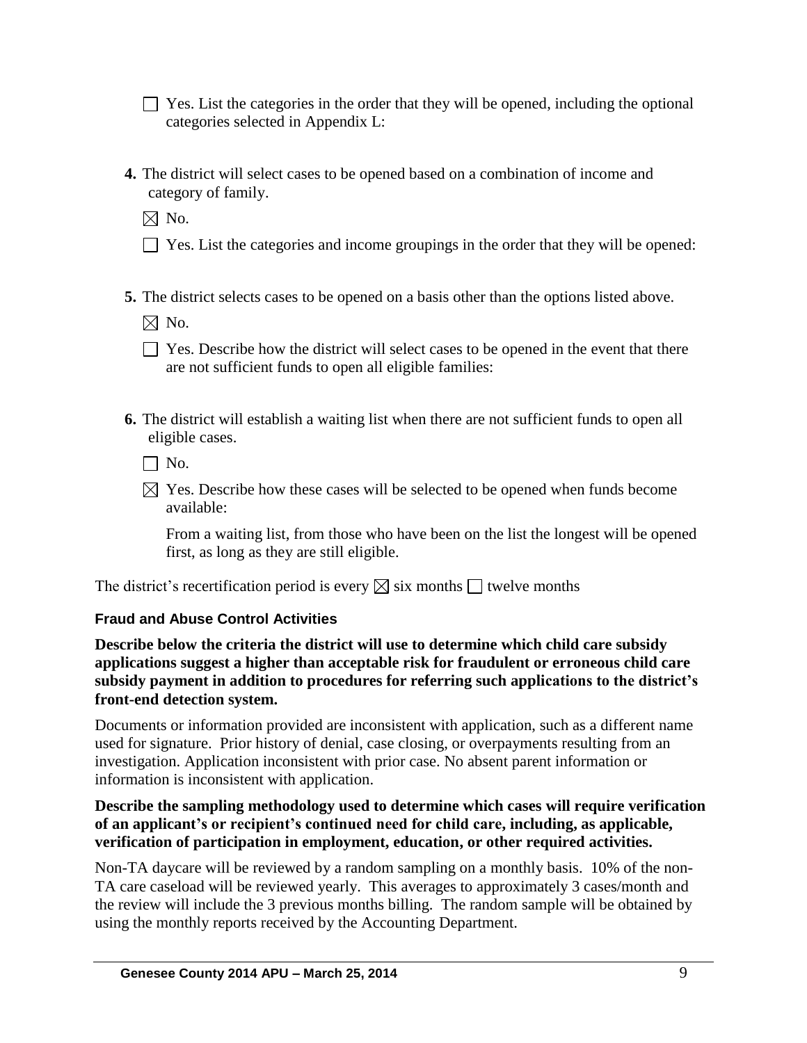☐ Yes. List the categories in the order that they will be opened, including the optional categories selected in Appendix L:

**4.** The district will select cases to be opened based on a combination of income and category of family.

☒ No.

☐ Yes. List the categories and income groupings in the order that they will be opened:

**5.** The district selects cases to be opened on a basis other than the options listed above.

☒ No.

☐ Yes. Describe how the district will select cases to be opened in the event that there are not sufficient funds to open all eligible families:

**6.** The district will establish a waiting list when there are not sufficient funds to open all eligible cases.

☐ No.

☒ Yes. Describe how these cases will be selected to be opened when funds become available:

From a waiting list, from those who have been on the list the longest will be opened first, as long as they are still eligible.

The district's recertification period is every ☒ six months ☐ twelve months

### Fraud and Abuse Control Activities

**Describe below the criteria the district will use to determine which child care subsidy applications suggest a higher than acceptable risk for fraudulent or erroneous child care subsidy payment in addition to procedures for referring such applications to the district's front-end detection system.**

Documents or information provided are inconsistent with application, such as a different name used for signature. Prior history of denial, case closing, or overpayments resulting from an investigation. Application inconsistent with prior case. No absent parent information or information is inconsistent with application.

**Describe the sampling methodology used to determine which cases will require verification of an applicant's or recipient's continued need for child care, including, as applicable, verification of participation in employment, education, or other required activities.**

Non-TA daycare will be reviewed by a random sampling on a monthly basis. 10% of the non-TA care caseload will be reviewed yearly. This averages to approximately 3 cases/month and the review will include the 3 previous months billing. The random sample will be obtained by using the monthly reports received by the Accounting Department.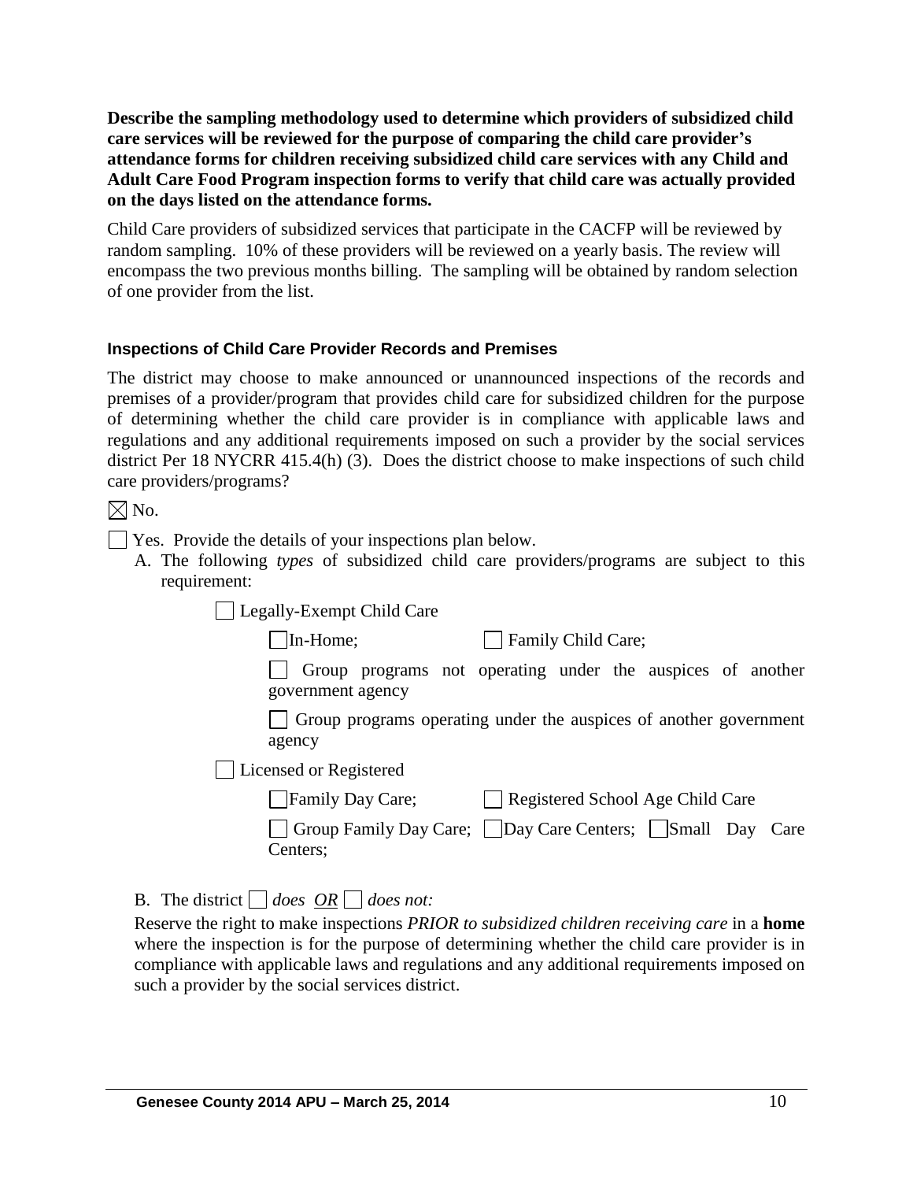**Describe the sampling methodology used to determine which providers of subsidized child care services will be reviewed for the purpose of comparing the child care provider's attendance forms for children receiving subsidized child care services with any Child and Adult Care Food Program inspection forms to verify that child care was actually provided on the days listed on the attendance forms.**

Child Care providers of subsidized services that participate in the CACFP will be reviewed by random sampling. 10% of these providers will be reviewed on a yearly basis. The review will encompass the two previous months billing. The sampling will be obtained by random selection of one provider from the list.

### Inspections of Child Care Provider Records and Premises

The district may choose to make announced or unannounced inspections of the records and premises of a provider/program that provides child care for subsidized children for the purpose of determining whether the child care provider is in compliance with applicable laws and regulations and any additional requirements imposed on such a provider by the social services district Per 18 NYCRR 415.4(h) (3). Does the district choose to make inspections of such child care providers/programs?

☒ No.

☐ Yes. Provide the details of your inspections plan below.

A. The following *types* of subsidized child care providers/programs are subject to this requirement:

- ☐ Legally-Exempt Child Care
  - ☐ In-Home;
  - ☐ Family Child Care;
  - ☐ Group programs not operating under the auspices of another government agency
  - ☐ Group programs operating under the auspices of another government agency
- ☐ Licensed or Registered
  - ☐ Family Day Care;
  - ☐ Registered School Age Child Care
  - ☐ Group Family Day Care;
  - ☐ Day Care Centers;
  - ☐ Small Day Care Centers;

B. The district ☐ *does* *OR* ☐ *does not:*

Reserve the right to make inspections *PRIOR to subsidized children receiving care* in a **home** where the inspection is for the purpose of determining whether the child care provider is in compliance with applicable laws and regulations and any additional requirements imposed on such a provider by the social services district.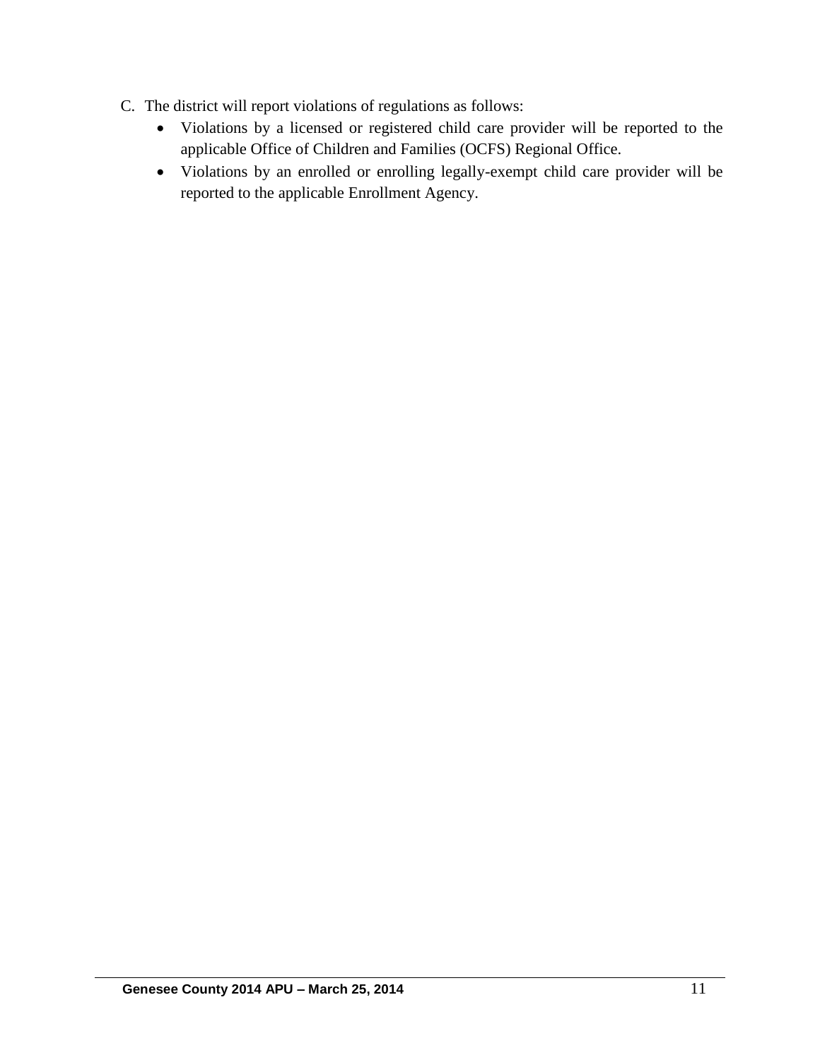C. The district will report violations of regulations as follows:
   - Violations by a licensed or registered child care provider will be reported to the applicable Office of Children and Families (OCFS) Regional Office.
   - Violations by an enrolled or enrolling legally-exempt child care provider will be reported to the applicable Enrollment Agency.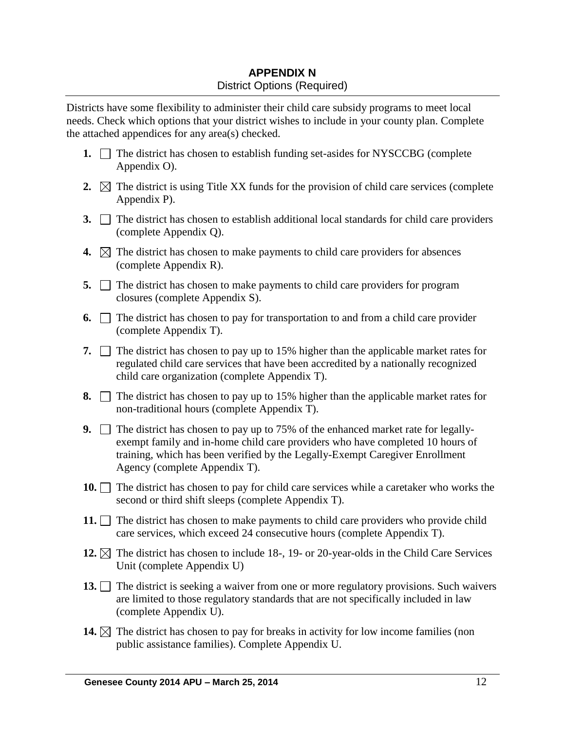# APPENDIX N

District Options (Required)

Districts have some flexibility to administer their child care subsidy programs to meet local needs. Check which options that your district wishes to include in your county plan. Complete the attached appendices for any area(s) checked.

1. ☐ The district has chosen to establish funding set-asides for NYSCCBG (complete Appendix O).
2. ☒ The district is using Title XX funds for the provision of child care services (complete Appendix P).
3. ☐ The district has chosen to establish additional local standards for child care providers (complete Appendix Q).
4. ☒ The district has chosen to make payments to child care providers for absences (complete Appendix R).
5. ☐ The district has chosen to make payments to child care providers for program closures (complete Appendix S).
6. ☐ The district has chosen to pay for transportation to and from a child care provider (complete Appendix T).
7. ☐ The district has chosen to pay up to 15% higher than the applicable market rates for regulated child care services that have been accredited by a nationally recognized child care organization (complete Appendix T).
8. ☐ The district has chosen to pay up to 15% higher than the applicable market rates for non-traditional hours (complete Appendix T).
9. ☐ The district has chosen to pay up to 75% of the enhanced market rate for legally-exempt family and in-home child care providers who have completed 10 hours of training, which has been verified by the Legally-Exempt Caregiver Enrollment Agency (complete Appendix T).
10. ☐ The district has chosen to pay for child care services while a caretaker who works the second or third shift sleeps (complete Appendix T).
11. ☐ The district has chosen to make payments to child care providers who provide child care services, which exceed 24 consecutive hours (complete Appendix T).
12. ☒ The district has chosen to include 18-, 19- or 20-year-olds in the Child Care Services Unit (complete Appendix U)
13. ☐ The district is seeking a waiver from one or more regulatory provisions. Such waivers are limited to those regulatory standards that are not specifically included in law (complete Appendix U).
14. ☒ The district has chosen to pay for breaks in activity for low income families (non public assistance families). Complete Appendix U.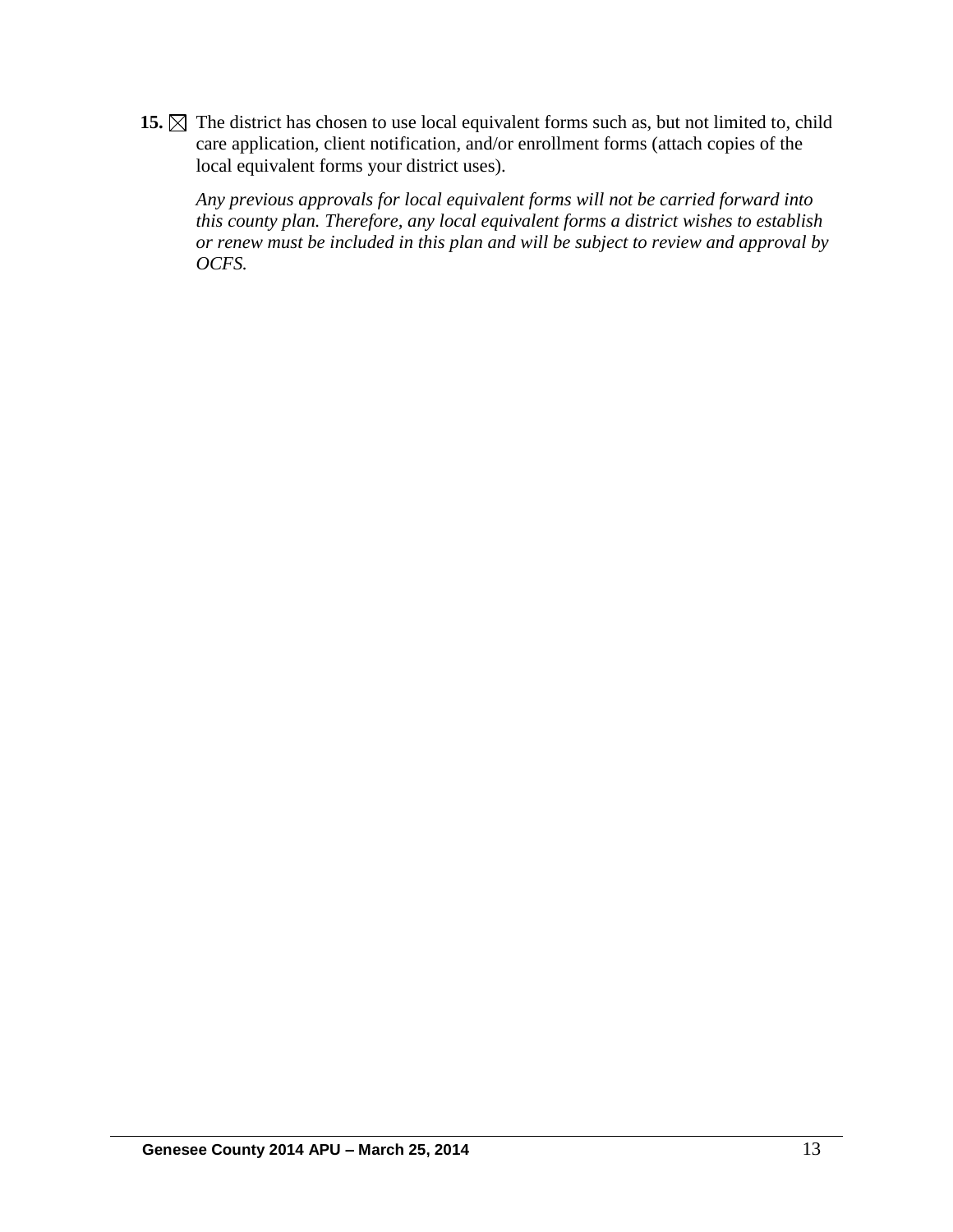**15.** ☒ The district has chosen to use local equivalent forms such as, but not limited to, child care application, client notification, and/or enrollment forms (attach copies of the local equivalent forms your district uses).

*Any previous approvals for local equivalent forms will not be carried forward into this county plan. Therefore, any local equivalent forms a district wishes to establish or renew must be included in this plan and will be subject to review and approval by OCFS.*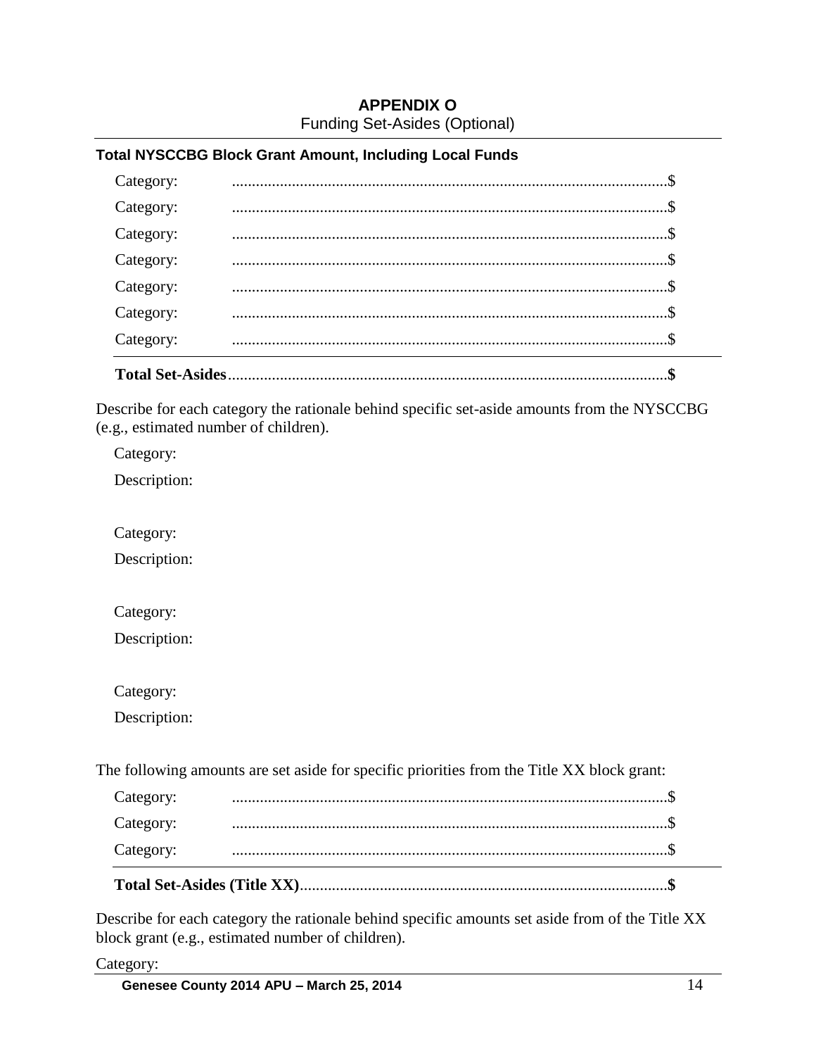## APPENDIX O

Funding Set-Asides (Optional)

**Total NYSCCBG Block Grant Amount, Including Local Funds**

Category: ............................................................................................................$

Category: ............................................................................................................$

Category: ............................................................................................................$

Category: ............................................................................................................$

Category: ............................................................................................................$

Category: ............................................................................................................$

Category: ............................................................................................................$

**Total Set-Asides**..............................................................................................................**$**

Describe for each category the rationale behind specific set-aside amounts from the NYSCCBG (e.g., estimated number of children).

Category:

Description:

Category:

Description:

Category:

Description:

Category:

Description:

The following amounts are set aside for specific priorities from the Title XX block grant:

Category: ............................................................................................................$

Category: ............................................................................................................$

Category: ............................................................................................................$

**Total Set-Asides (Title XX)**...........................................................................................**$**

Describe for each category the rationale behind specific amounts set aside from of the Title XX block grant (e.g., estimated number of children).

Category: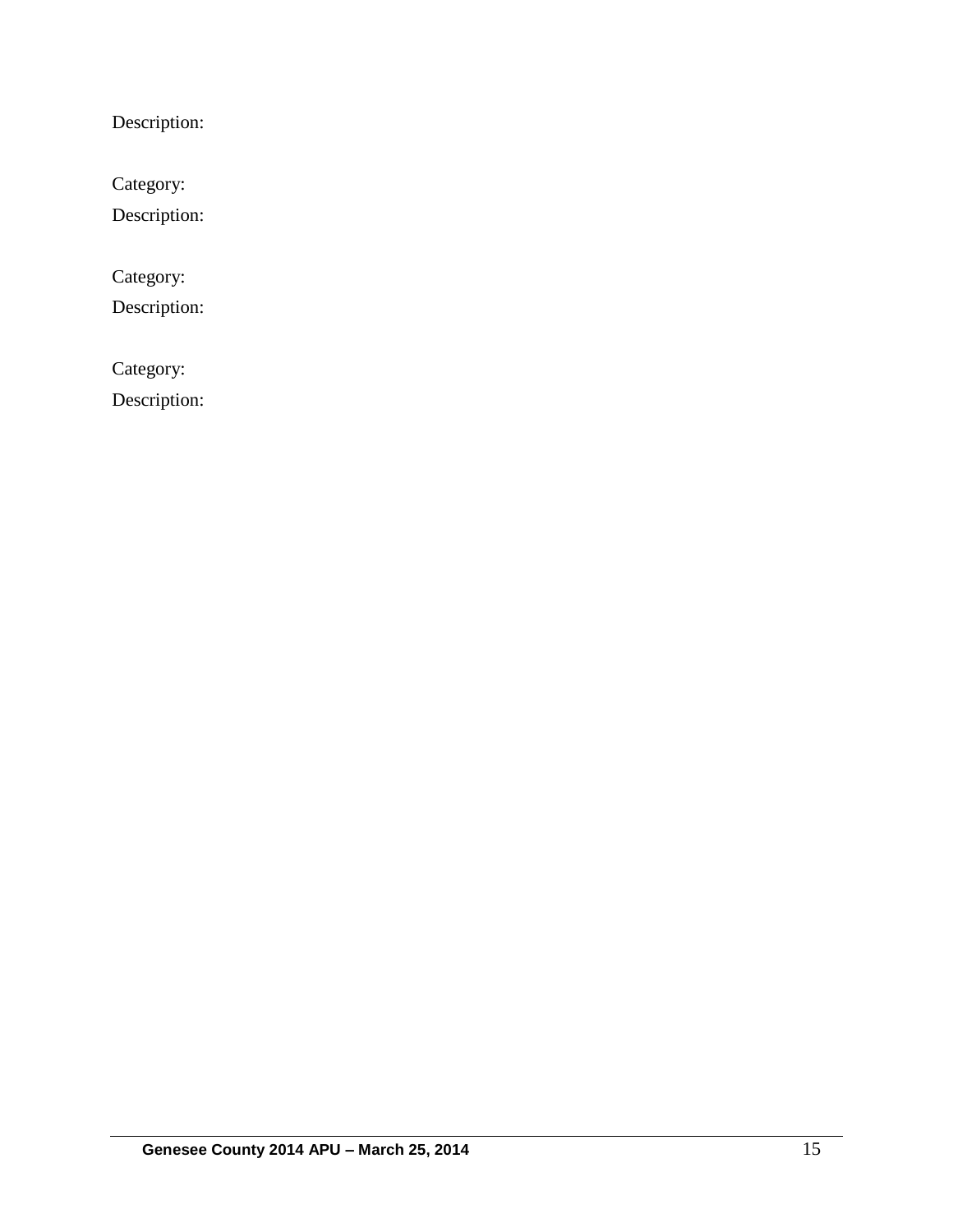Description:

Category:

Description:

Category:

Description:

Category:

Description: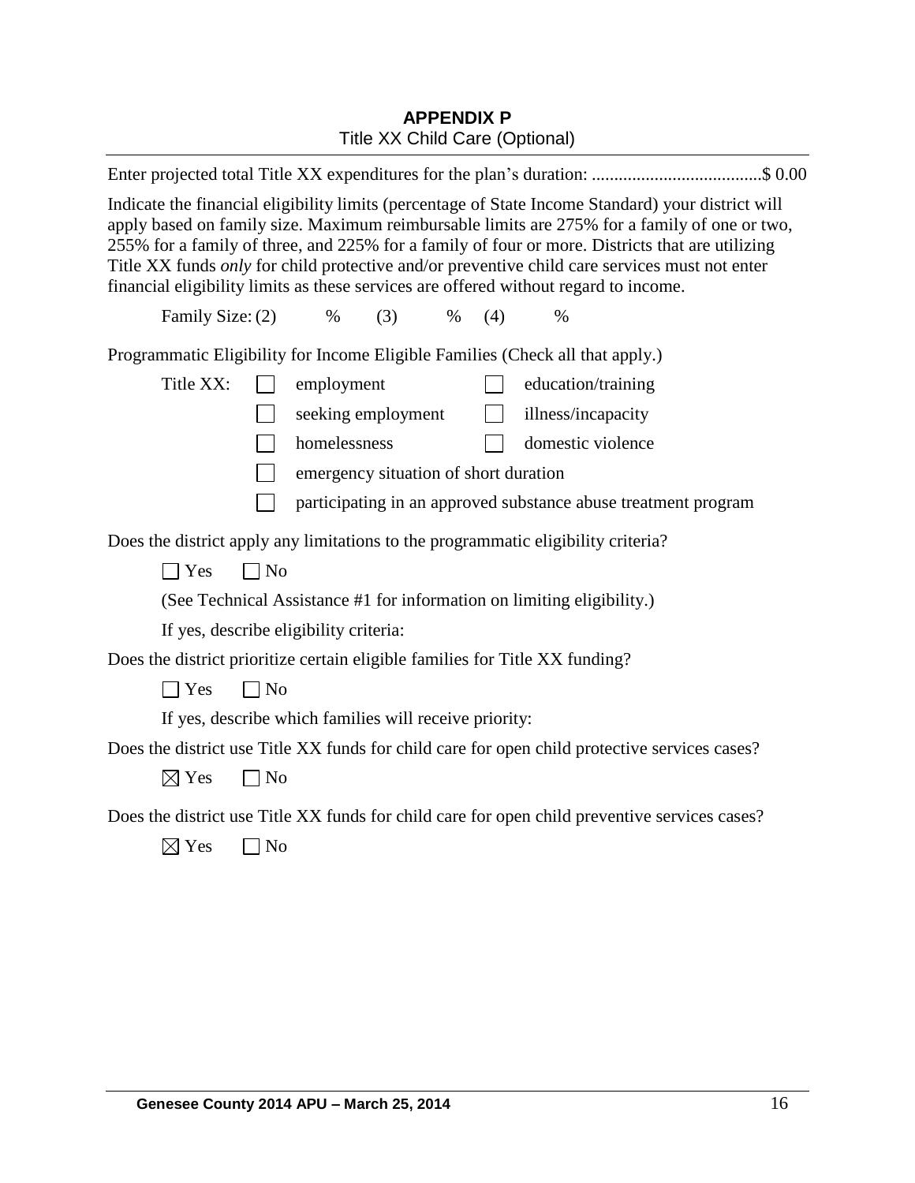# APPENDIX P

Title XX Child Care (Optional)

Enter projected total Title XX expenditures for the plan's duration: .....................................$ 0.00

Indicate the financial eligibility limits (percentage of State Income Standard) your district will apply based on family size. Maximum reimbursable limits are 275% for a family of one or two, 255% for a family of three, and 225% for a family of four or more. Districts that are utilizing Title XX funds *only* for child protective and/or preventive child care services must not enter financial eligibility limits as these services are offered without regard to income.

Family Size: (2) % (3) % (4) %

Programmatic Eligibility for Income Eligible Families (Check all that apply.)

Title XX:

- ☐ employment
- ☐ education/training
- ☐ seeking employment
- ☐ illness/incapacity
- ☐ homelessness
- ☐ domestic violence
- ☐ emergency situation of short duration
- ☐ participating in an approved substance abuse treatment program

Does the district apply any limitations to the programmatic eligibility criteria?

☐ Yes ☐ No

(See Technical Assistance #1 for information on limiting eligibility.)

If yes, describe eligibility criteria:

Does the district prioritize certain eligible families for Title XX funding?

☐ Yes ☐ No

If yes, describe which families will receive priority:

Does the district use Title XX funds for child care for open child protective services cases?

☒ Yes ☐ No

Does the district use Title XX funds for child care for open child preventive services cases?

☒ Yes ☐ No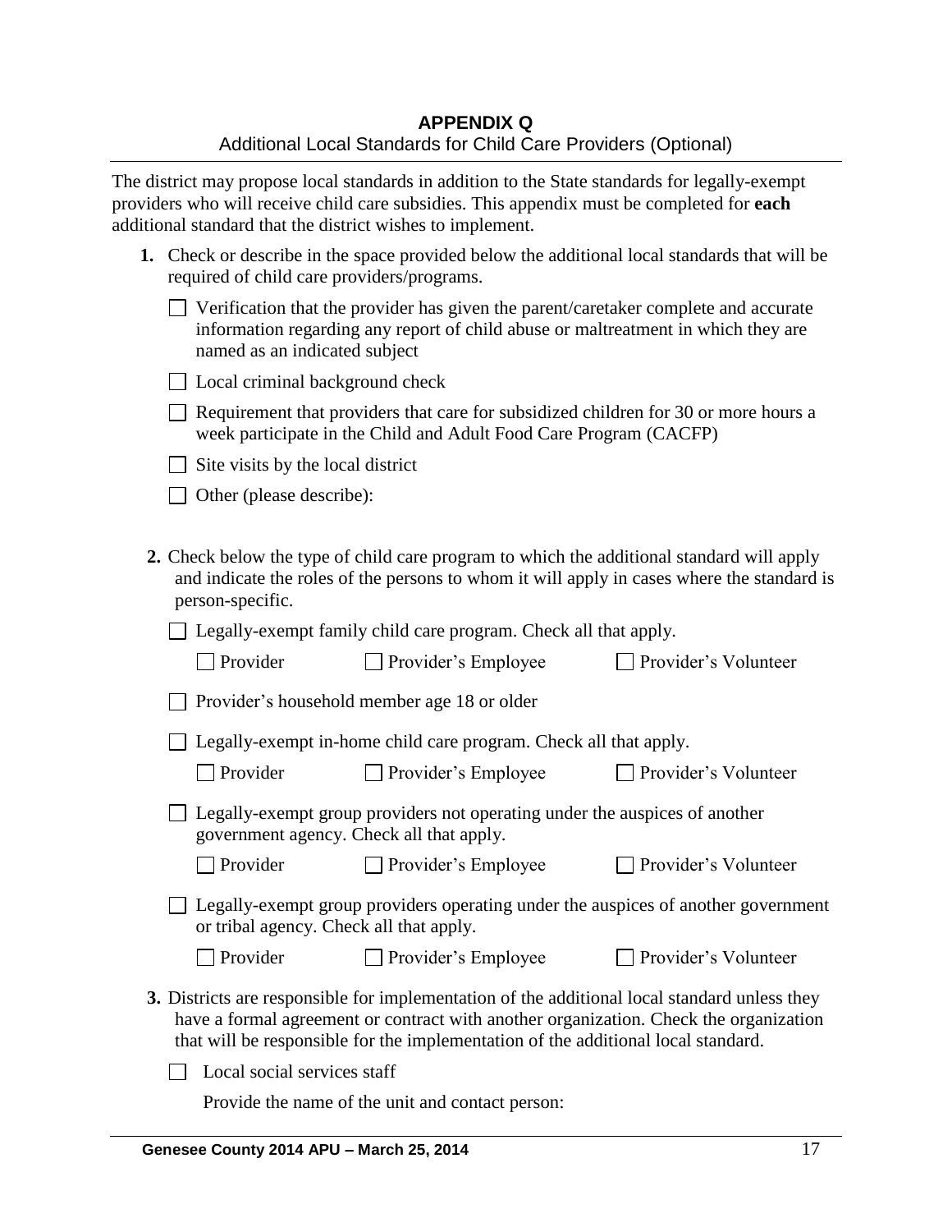# APPENDIX Q

Additional Local Standards for Child Care Providers (Optional)

The district may propose local standards in addition to the State standards for legally-exempt providers who will receive child care subsidies. This appendix must be completed for **each** additional standard that the district wishes to implement.

**1.** Check or describe in the space provided below the additional local standards that will be required of child care providers/programs.

- ☐ Verification that the provider has given the parent/caretaker complete and accurate information regarding any report of child abuse or maltreatment in which they are named as an indicated subject
- ☐ Local criminal background check
- ☐ Requirement that providers that care for subsidized children for 30 or more hours a week participate in the Child and Adult Food Care Program (CACFP)
- ☐ Site visits by the local district
- ☐ Other (please describe):

**2.** Check below the type of child care program to which the additional standard will apply and indicate the roles of the persons to whom it will apply in cases where the standard is person-specific.

☐ Legally-exempt family child care program. Check all that apply.

☐ Provider ☐ Provider's Employee ☐ Provider's Volunteer

☐ Provider's household member age 18 or older

☐ Legally-exempt in-home child care program. Check all that apply.

☐ Provider ☐ Provider's Employee ☐ Provider's Volunteer

☐ Legally-exempt group providers not operating under the auspices of another government agency. Check all that apply.

☐ Provider ☐ Provider's Employee ☐ Provider's Volunteer

☐ Legally-exempt group providers operating under the auspices of another government or tribal agency. Check all that apply.

☐ Provider ☐ Provider's Employee ☐ Provider's Volunteer

**3.** Districts are responsible for implementation of the additional local standard unless they have a formal agreement or contract with another organization. Check the organization that will be responsible for the implementation of the additional local standard.

☐ Local social services staff

Provide the name of the unit and contact person:

**Genesee County 2014 APU – March 25, 2014**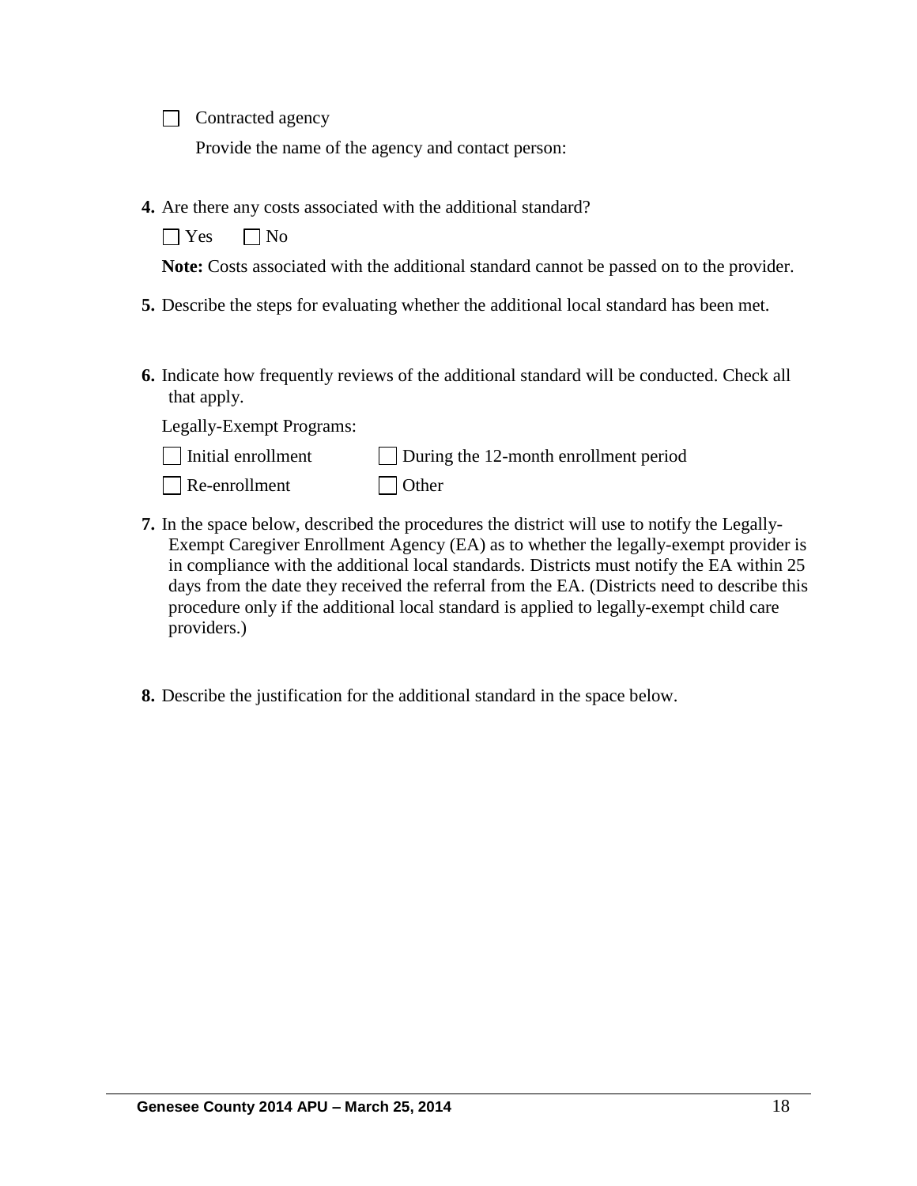☐ Contracted agency

Provide the name of the agency and contact person:

**4.** Are there any costs associated with the additional standard?

☐ Yes ☐ No

**Note:** Costs associated with the additional standard cannot be passed on to the provider.

**5.** Describe the steps for evaluating whether the additional local standard has been met.

**6.** Indicate how frequently reviews of the additional standard will be conducted. Check all that apply.

Legally-Exempt Programs:

☐ Initial enrollment ☐ During the 12-month enrollment period

☐ Re-enrollment ☐ Other

**7.** In the space below, described the procedures the district will use to notify the Legally-Exempt Caregiver Enrollment Agency (EA) as to whether the legally-exempt provider is in compliance with the additional local standards. Districts must notify the EA within 25 days from the date they received the referral from the EA. (Districts need to describe this procedure only if the additional local standard is applied to legally-exempt child care providers.)

**8.** Describe the justification for the additional standard in the space below.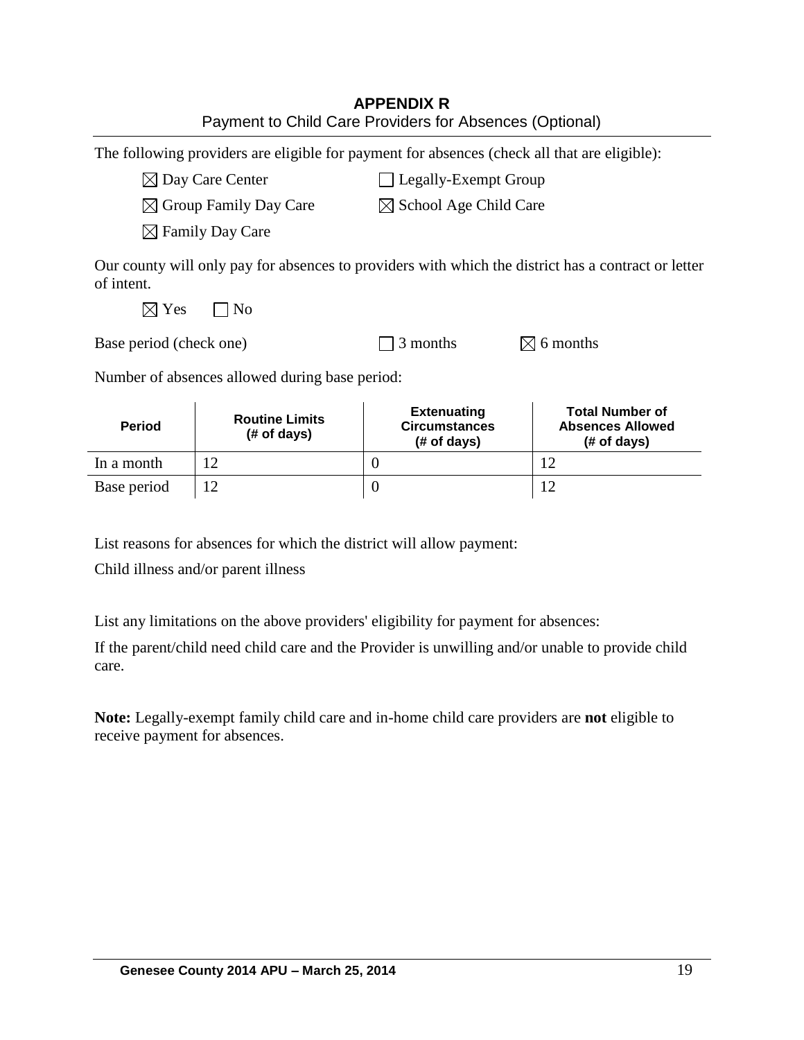# APPENDIX R

Payment to Child Care Providers for Absences (Optional)

The following providers are eligible for payment for absences (check all that are eligible):

☒ Day Care Center ☐ Legally-Exempt Group

☒ Group Family Day Care ☒ School Age Child Care

☒ Family Day Care

Our county will only pay for absences to providers with which the district has a contract or letter of intent.

☒ Yes ☐ No

Base period (check one) ☐ 3 months ☒ 6 months

Number of absences allowed during base period:

| Period | Routine Limits (# of days) | Extenuating Circumstances (# of days) | Total Number of Absences Allowed (# of days) |
|---|---|---|---|
| In a month | 12 | 0 | 12 |
| Base period | 12 | 0 | 12 |

List reasons for absences for which the district will allow payment:

Child illness and/or parent illness

List any limitations on the above providers' eligibility for payment for absences:

If the parent/child need child care and the Provider is unwilling and/or unable to provide child care.

**Note:** Legally-exempt family child care and in-home child care providers are **not** eligible to receive payment for absences.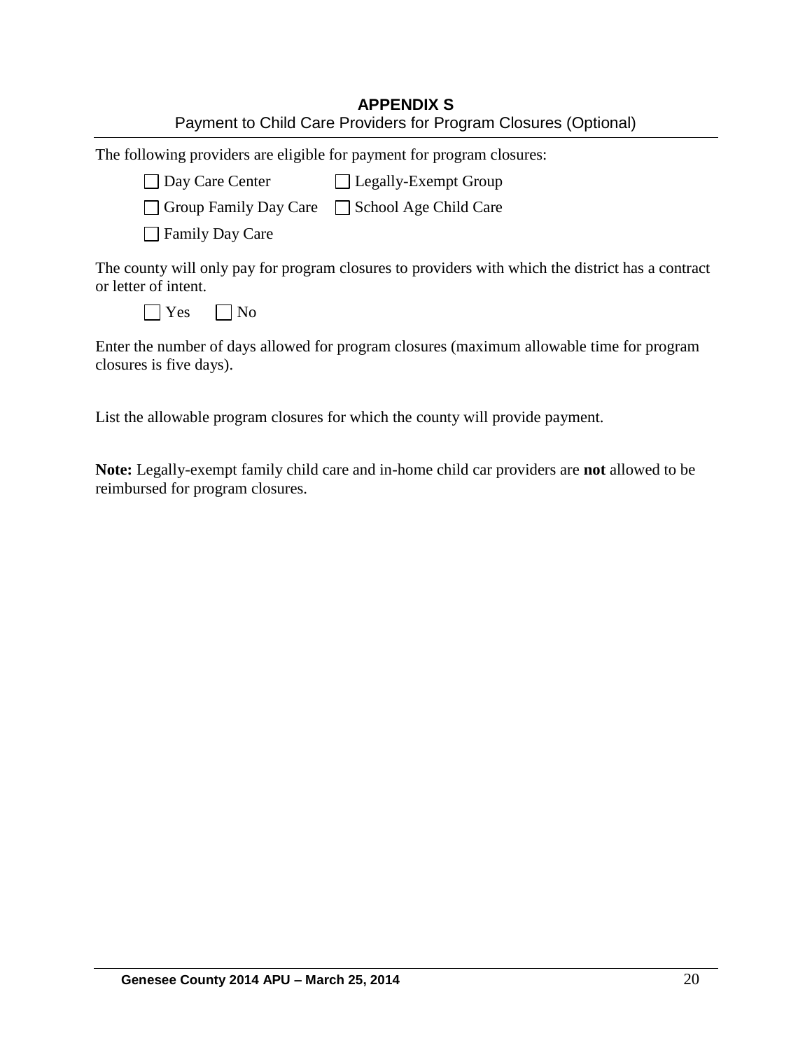# APPENDIX S

Payment to Child Care Providers for Program Closures (Optional)

The following providers are eligible for payment for program closures:

☐ Day Care Center ☐ Legally-Exempt Group

☐ Group Family Day Care ☐ School Age Child Care

☐ Family Day Care

The county will only pay for program closures to providers with which the district has a contract or letter of intent.

☐ Yes ☐ No

Enter the number of days allowed for program closures (maximum allowable time for program closures is five days).

List the allowable program closures for which the county will provide payment.

**Note:** Legally-exempt family child care and in-home child car providers are **not** allowed to be reimbursed for program closures.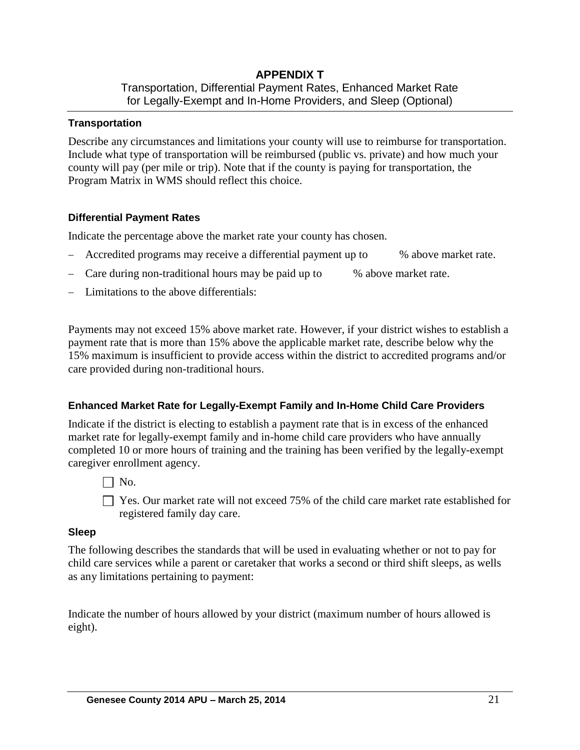# APPENDIX T

Transportation, Differential Payment Rates, Enhanced Market Rate for Legally-Exempt and In-Home Providers, and Sleep (Optional)

### Transportation

Describe any circumstances and limitations your county will use to reimburse for transportation. Include what type of transportation will be reimbursed (public vs. private) and how much your county will pay (per mile or trip). Note that if the county is paying for transportation, the Program Matrix in WMS should reflect this choice.

### Differential Payment Rates

Indicate the percentage above the market rate your county has chosen.

- Accredited programs may receive a differential payment up to % above market rate.
- Care during non-traditional hours may be paid up to % above market rate.
- Limitations to the above differentials:

Payments may not exceed 15% above market rate. However, if your district wishes to establish a payment rate that is more than 15% above the applicable market rate, describe below why the 15% maximum is insufficient to provide access within the district to accredited programs and/or care provided during non-traditional hours.

### Enhanced Market Rate for Legally-Exempt Family and In-Home Child Care Providers

Indicate if the district is electing to establish a payment rate that is in excess of the enhanced market rate for legally-exempt family and in-home child care providers who have annually completed 10 or more hours of training and the training has been verified by the legally-exempt caregiver enrollment agency.

☐ No.

☐ Yes. Our market rate will not exceed 75% of the child care market rate established for registered family day care.

### Sleep

The following describes the standards that will be used in evaluating whether or not to pay for child care services while a parent or caretaker that works a second or third shift sleeps, as wells as any limitations pertaining to payment:

Indicate the number of hours allowed by your district (maximum number of hours allowed is eight).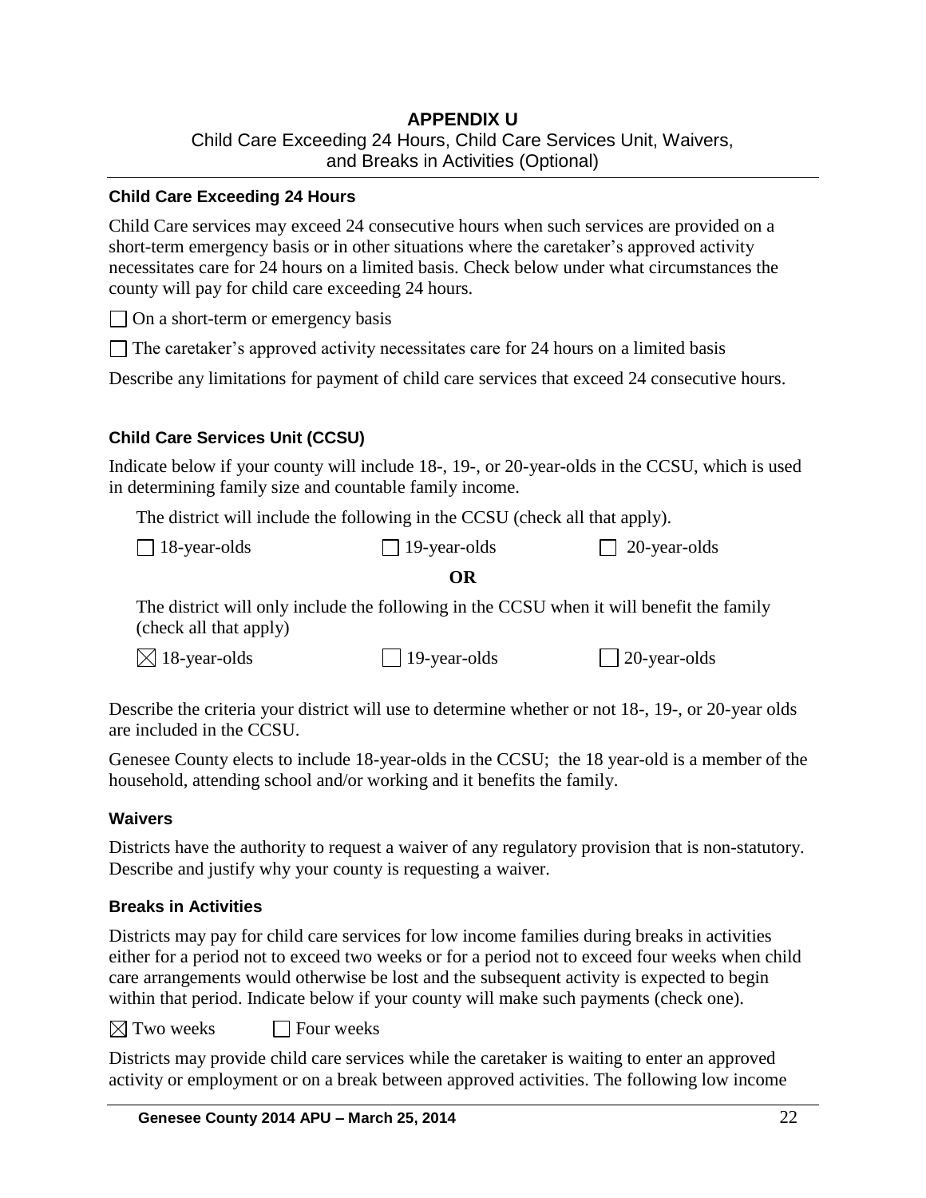# APPENDIX U

Child Care Exceeding 24 Hours, Child Care Services Unit, Waivers, and Breaks in Activities (Optional)

### Child Care Exceeding 24 Hours

Child Care services may exceed 24 consecutive hours when such services are provided on a short-term emergency basis or in other situations where the caretaker's approved activity necessitates care for 24 hours on a limited basis. Check below under what circumstances the county will pay for child care exceeding 24 hours.

☐ On a short-term or emergency basis

☐ The caretaker's approved activity necessitates care for 24 hours on a limited basis

Describe any limitations for payment of child care services that exceed 24 consecutive hours.

### Child Care Services Unit (CCSU)

Indicate below if your county will include 18-, 19-, or 20-year-olds in the CCSU, which is used in determining family size and countable family income.

The district will include the following in the CCSU (check all that apply).

☐ 18-year-olds ☐ 19-year-olds ☐ 20-year-olds

**OR**

The district will only include the following in the CCSU when it will benefit the family (check all that apply)

☒ 18-year-olds ☐ 19-year-olds ☐ 20-year-olds

Describe the criteria your district will use to determine whether or not 18-, 19-, or 20-year olds are included in the CCSU.

Genesee County elects to include 18-year-olds in the CCSU; the 18 year-old is a member of the household, attending school and/or working and it benefits the family.

### Waivers

Districts have the authority to request a waiver of any regulatory provision that is non-statutory. Describe and justify why your county is requesting a waiver.

### Breaks in Activities

Districts may pay for child care services for low income families during breaks in activities either for a period not to exceed two weeks or for a period not to exceed four weeks when child care arrangements would otherwise be lost and the subsequent activity is expected to begin within that period. Indicate below if your county will make such payments (check one).

☒ Two weeks ☐ Four weeks

Districts may provide child care services while the caretaker is waiting to enter an approved activity or employment or on a break between approved activities. The following low income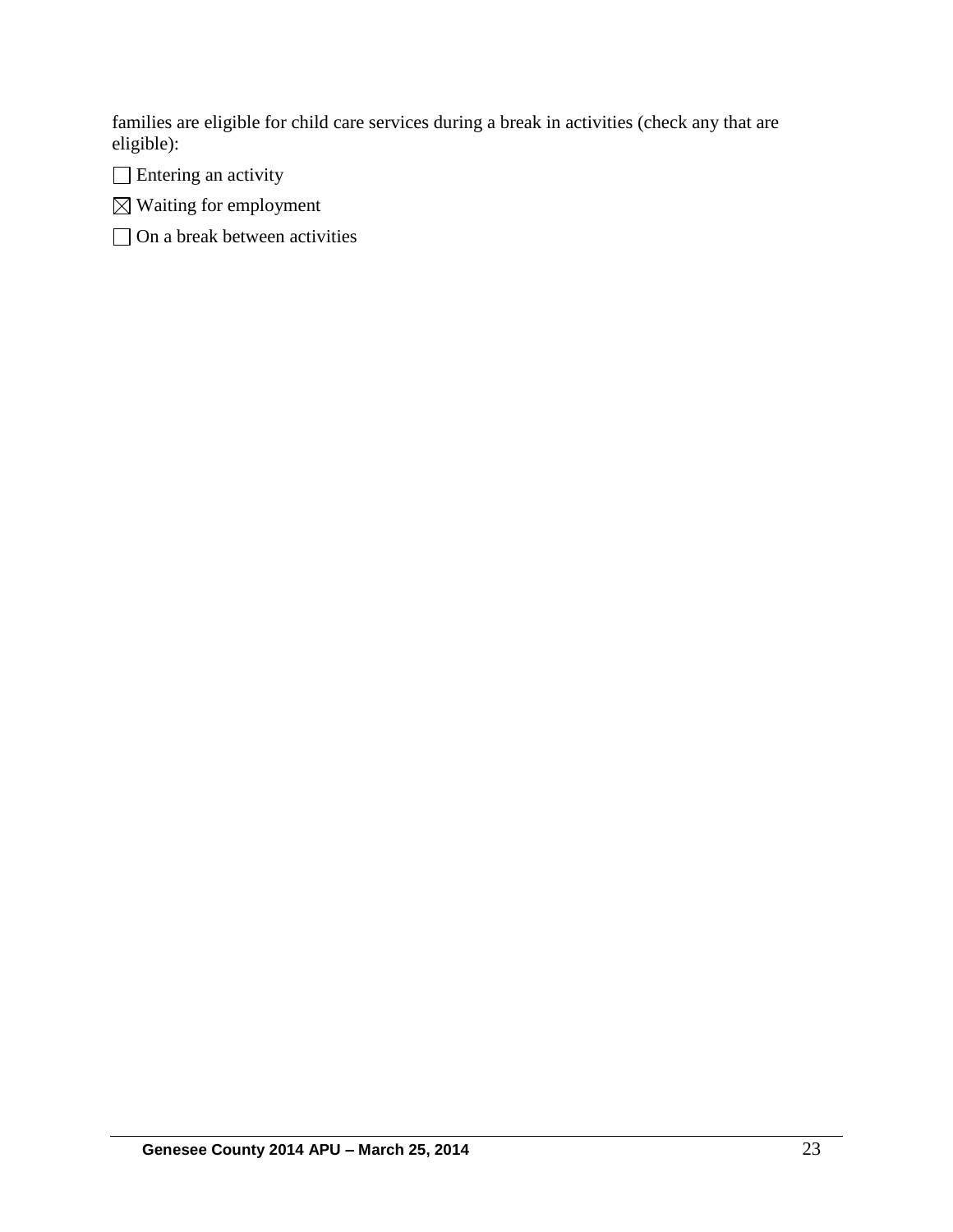families are eligible for child care services during a break in activities (check any that are eligible):

☐ Entering an activity

☒ Waiting for employment

☐ On a break between activities